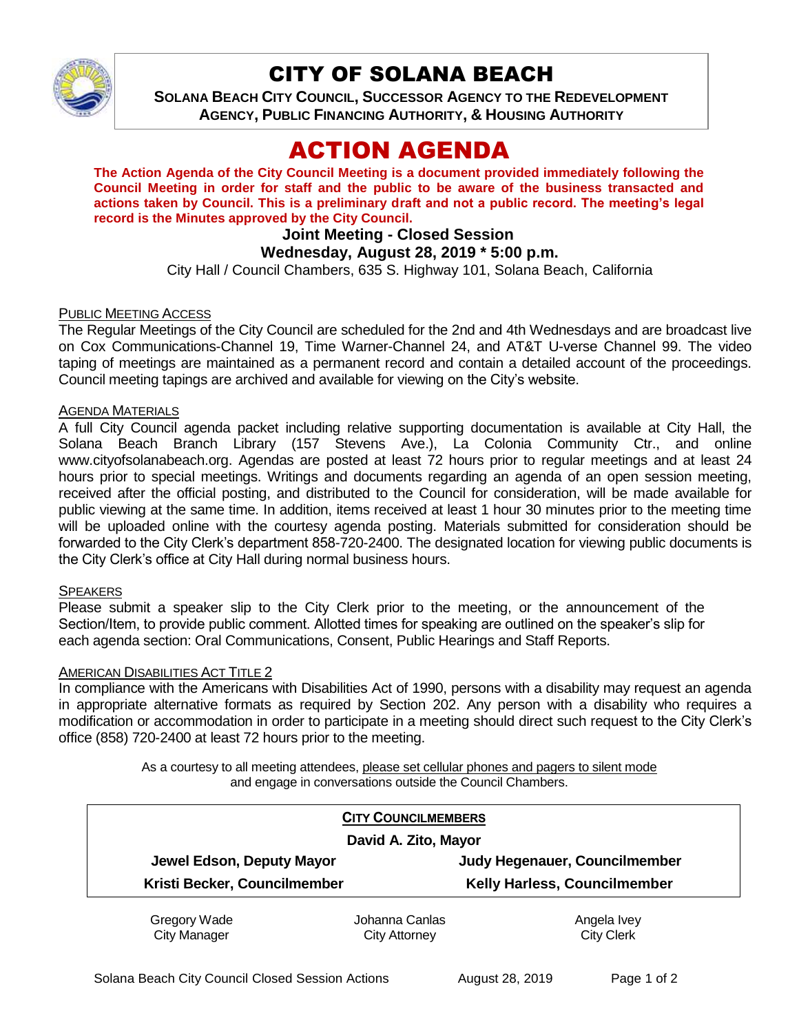# CITY OF SOLANA BEACH

**SOLANA BEACH CITY COUNCIL, SUCCESSOR AGENCY TO THE REDEVELOPMENT AGENCY, PUBLIC FINANCING AUTHORITY, & HOUSING AUTHORITY**

# ACTION AGENDA

**The Action Agenda of the City Council Meeting is a document provided immediately following the Council Meeting in order for staff and the public to be aware of the business transacted and actions taken by Council. This is a preliminary draft and not a public record. The meeting's legal record is the Minutes approved by the City Council.**

**Joint Meeting - Closed Session**

**Wednesday, August 28, 2019 * 5:00 p.m.**

City Hall / Council Chambers, 635 S. Highway 101, Solana Beach, California

PUBLIC MEETING ACCESS

The Regular Meetings of the City Council are scheduled for the 2nd and 4th Wednesdays and are broadcast live on Cox Communications-Channel 19, Time Warner-Channel 24, and AT&T U-verse Channel 99. The video taping of meetings are maintained as a permanent record and contain a detailed account of the proceedings. Council meeting tapings are archived and available for viewing on the City's website.

AGENDA MATERIALS

A full City Council agenda packet including relative supporting documentation is available at City Hall, the Solana Beach Branch Library (157 Stevens Ave.), La Colonia Community Ctr., and online www.cityofsolanabeach.org. Agendas are posted at least 72 hours prior to regular meetings and at least 24 hours prior to special meetings. Writings and documents regarding an agenda of an open session meeting, received after the official posting, and distributed to the Council for consideration, will be made available for public viewing at the same time. In addition, items received at least 1 hour 30 minutes prior to the meeting time will be uploaded online with the courtesy agenda posting. Materials submitted for consideration should be forwarded to the City Clerk's department 858-720-2400. The designated location for viewing public documents is the City Clerk's office at City Hall during normal business hours.

SPEAKERS

Please submit a speaker slip to the City Clerk prior to the meeting, or the announcement of the Section/Item, to provide public comment. Allotted times for speaking are outlined on the speaker's slip for each agenda section: Oral Communications, Consent, Public Hearings and Staff Reports.

AMERICAN DISABILITIES ACT TITLE 2

In compliance with the Americans with Disabilities Act of 1990, persons with a disability may request an agenda in appropriate alternative formats as required by Section 202. Any person with a disability who requires a modification or accommodation in order to participate in a meeting should direct such request to the City Clerk's office (858) 720-2400 at least 72 hours prior to the meeting.

As a courtesy to all meeting attendees, please set cellular phones and pagers to silent mode and engage in conversations outside the Council Chambers.

**CITY COUNCILMEMBERS**

**David A. Zito, Mayor**

| | |
|---|---|
| **Jewel Edson, Deputy Mayor** | **Judy Hegenauer, Councilmember** |
| **Kristi Becker, Councilmember** | **Kelly Harless, Councilmember** |

| | | |
|---|---|---|
| Gregory Wade<br>City Manager | Johanna Canlas<br>City Attorney | Angela Ivey<br>City Clerk |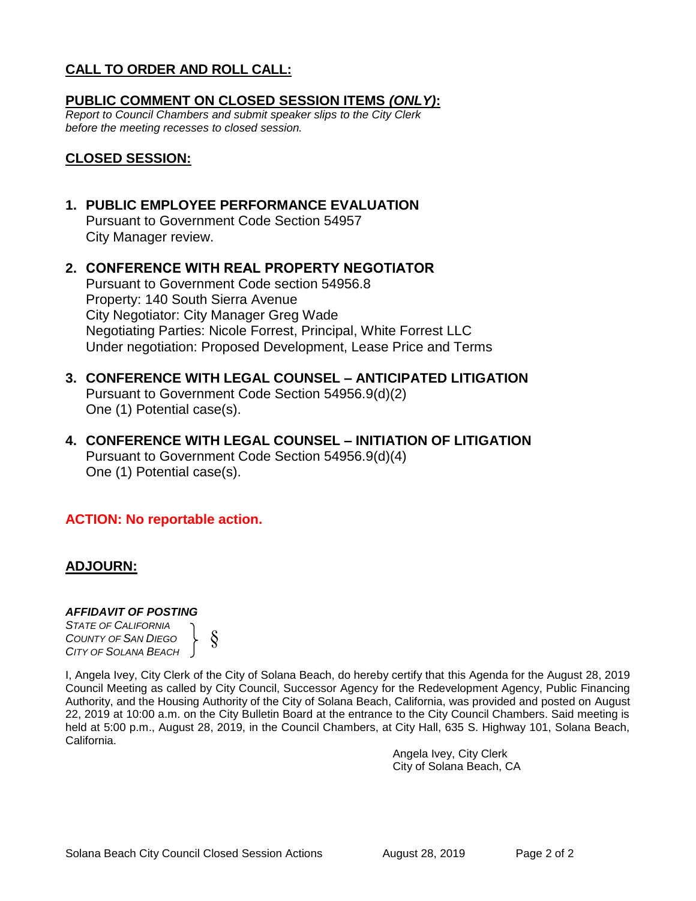## CALL TO ORDER AND ROLL CALL:

## PUBLIC COMMENT ON CLOSED SESSION ITEMS *(ONLY)*:

*Report to Council Chambers and submit speaker slips to the City Clerk before the meeting recesses to closed session.*

## CLOSED SESSION:

**1. PUBLIC EMPLOYEE PERFORMANCE EVALUATION**
Pursuant to Government Code Section 54957
City Manager review.

**2. CONFERENCE WITH REAL PROPERTY NEGOTIATOR**
Pursuant to Government Code section 54956.8
Property: 140 South Sierra Avenue
City Negotiator: City Manager Greg Wade
Negotiating Parties: Nicole Forrest, Principal, White Forrest LLC
Under negotiation: Proposed Development, Lease Price and Terms

**3. CONFERENCE WITH LEGAL COUNSEL – ANTICIPATED LITIGATION**
Pursuant to Government Code Section 54956.9(d)(2)
One (1) Potential case(s).

**4. CONFERENCE WITH LEGAL COUNSEL – INITIATION OF LITIGATION**
Pursuant to Government Code Section 54956.9(d)(4)
One (1) Potential case(s).

**ACTION: No reportable action.**

## ADJOURN:

***AFFIDAVIT OF POSTING***

*STATE OF CALIFORNIA*
*COUNTY OF SAN DIEGO* } §
*CITY OF SOLANA BEACH*

I, Angela Ivey, City Clerk of the City of Solana Beach, do hereby certify that this Agenda for the August 28, 2019 Council Meeting as called by City Council, Successor Agency for the Redevelopment Agency, Public Financing Authority, and the Housing Authority of the City of Solana Beach, California, was provided and posted on August 22, 2019 at 10:00 a.m. on the City Bulletin Board at the entrance to the City Council Chambers. Said meeting is held at 5:00 p.m., August 28, 2019, in the Council Chambers, at City Hall, 635 S. Highway 101, Solana Beach, California.

Angela Ivey, City Clerk
City of Solana Beach, CA